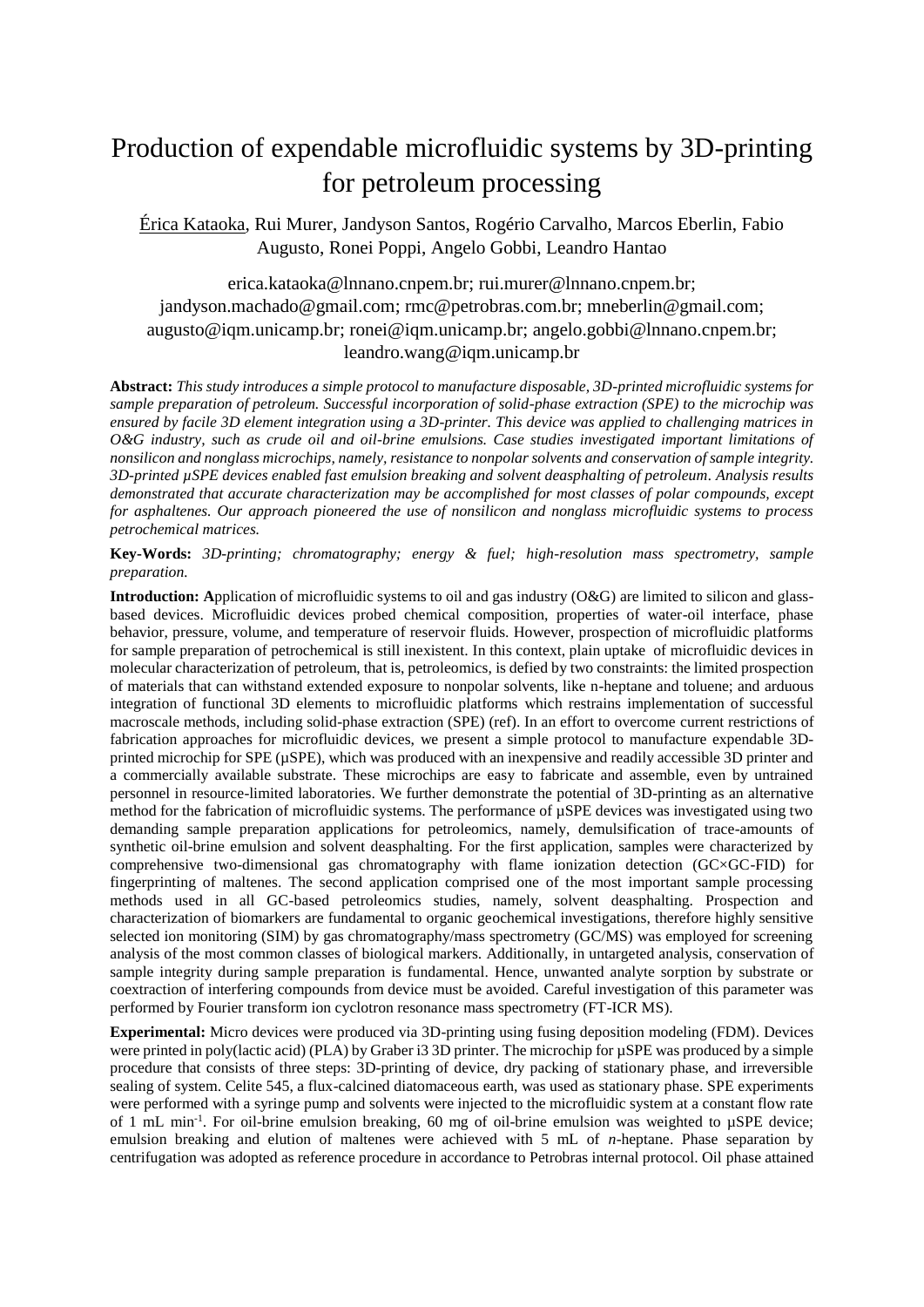# Production of expendable microfluidic systems by 3D-printing for petroleum processing

Érica Kataoka, Rui Murer, Jandyson Santos, Rogério Carvalho, Marcos Eberlin, Fabio Augusto, Ronei Poppi, Angelo Gobbi, Leandro Hantao

erica.kataoka@lnnano.cnpem.br; rui.murer@lnnano.cnpem.br; jandyson.machado@gmail.com; rmc@petrobras.com.br; mneberlin@gmail.com; augusto@iqm.unicamp.br; ronei@iqm.unicamp.br; angelo.gobbi@lnnano.cnpem.br; leandro.wang@iqm.unicamp.br

**Abstract:** *This study introduces a simple protocol to manufacture disposable, 3D-printed microfluidic systems for sample preparation of petroleum. Successful incorporation of solid-phase extraction (SPE) to the microchip was ensured by facile 3D element integration using a 3D-printer. This device was applied to challenging matrices in O&G industry, such as crude oil and oil-brine emulsions. Case studies investigated important limitations of nonsilicon and nonglass microchips, namely, resistance to nonpolar solvents and conservation of sample integrity. 3D-printed µSPE devices enabled fast emulsion breaking and solvent deasphalting of petroleum. Analysis results demonstrated that accurate characterization may be accomplished for most classes of polar compounds, except for asphaltenes. Our approach pioneered the use of nonsilicon and nonglass microfluidic systems to process petrochemical matrices.*

**Key-Words:** *3D-printing; chromatography; energy & fuel; high-resolution mass spectrometry, sample preparation.*

**Introduction: A**pplication of microfluidic systems to oil and gas industry (O&G) are limited to silicon and glass-based devices. Microfluidic devices probed chemical composition, properties of water-oil interface, phase behavior, pressure, volume, and temperature of reservoir fluids. However, prospection of microfluidic platforms for sample preparation of petrochemical is still inexistent. In this context, plain uptake of microfluidic devices in molecular characterization of petroleum, that is, petroleomics, is defied by two constraints: the limited prospection of materials that can withstand extended exposure to nonpolar solvents, like n-heptane and toluene; and arduous integration of functional 3D elements to microfluidic platforms which restrains implementation of successful macroscale methods, including solid-phase extraction (SPE) (ref). In an effort to overcome current restrictions of fabrication approaches for microfluidic devices, we present a simple protocol to manufacture expendable 3D-printed microchip for SPE (µSPE), which was produced with an inexpensive and readily accessible 3D printer and a commercially available substrate. These microchips are easy to fabricate and assemble, even by untrained personnel in resource-limited laboratories. We further demonstrate the potential of 3D-printing as an alternative method for the fabrication of microfluidic systems. The performance of µSPE devices was investigated using two demanding sample preparation applications for petroleomics, namely, demulsification of trace-amounts of synthetic oil-brine emulsion and solvent deasphalting. For the first application, samples were characterized by comprehensive two-dimensional gas chromatography with flame ionization detection (GC×GC-FID) for fingerprinting of maltenes. The second application comprised one of the most important sample processing methods used in all GC-based petroleomics studies, namely, solvent deasphalting. Prospection and characterization of biomarkers are fundamental to organic geochemical investigations, therefore highly sensitive selected ion monitoring (SIM) by gas chromatography/mass spectrometry (GC/MS) was employed for screening analysis of the most common classes of biological markers. Additionally, in untargeted analysis, conservation of sample integrity during sample preparation is fundamental. Hence, unwanted analyte sorption by substrate or coextraction of interfering compounds from device must be avoided. Careful investigation of this parameter was performed by Fourier transform ion cyclotron resonance mass spectrometry (FT-ICR MS).

**Experimental:** Micro devices were produced via 3D-printing using fusing deposition modeling (FDM). Devices were printed in poly(lactic acid) (PLA) by Graber i3 3D printer. The microchip for µSPE was produced by a simple procedure that consists of three steps: 3D-printing of device, dry packing of stationary phase, and irreversible sealing of system. Celite 545, a flux-calcined diatomaceous earth, was used as stationary phase. SPE experiments were performed with a syringe pump and solvents were injected to the microfluidic system at a constant flow rate of 1 mL min$^{-1}$. For oil-brine emulsion breaking, 60 mg of oil-brine emulsion was weighted to µSPE device; emulsion breaking and elution of maltenes were achieved with 5 mL of *n*-heptane. Phase separation by centrifugation was adopted as reference procedure in accordance to Petrobras internal protocol. Oil phase attained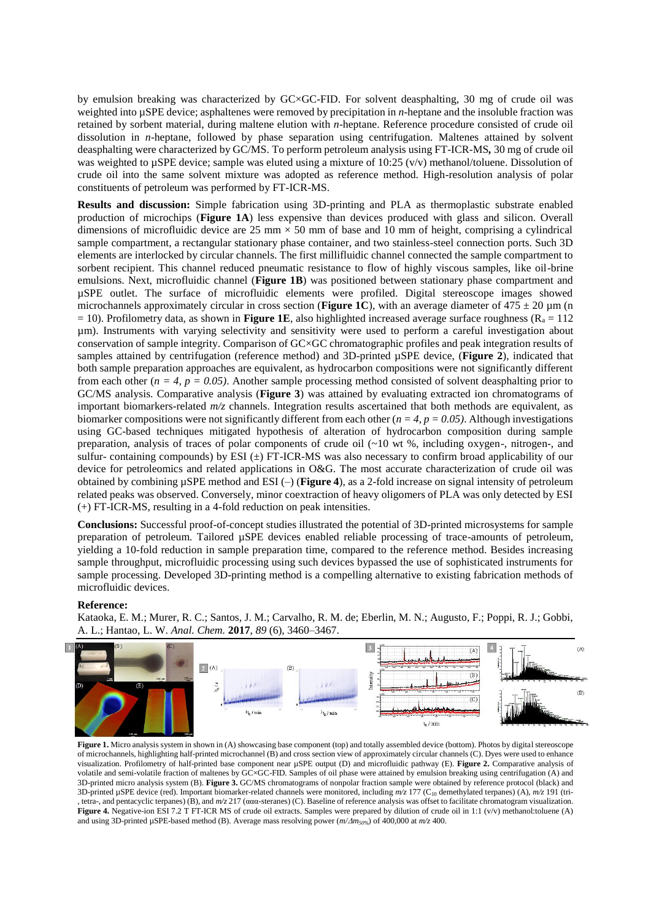by emulsion breaking was characterized by GC×GC-FID. For solvent deasphalting, 30 mg of crude oil was weighted into µSPE device; asphaltenes were removed by precipitation in *n*-heptane and the insoluble fraction was retained by sorbent material, during maltene elution with *n*-heptane. Reference procedure consisted of crude oil dissolution in *n*-heptane, followed by phase separation using centrifugation. Maltenes attained by solvent deasphalting were characterized by GC/MS. To perform petroleum analysis using FT-ICR-MS, 30 mg of crude oil was weighted to µSPE device; sample was eluted using a mixture of 10:25 (v/v) methanol/toluene. Dissolution of crude oil into the same solvent mixture was adopted as reference method. High-resolution analysis of polar constituents of petroleum was performed by FT-ICR-MS.

**Results and discussion:** Simple fabrication using 3D-printing and PLA as thermoplastic substrate enabled production of microchips (**Figure 1A**) less expensive than devices produced with glass and silicon. Overall dimensions of microfluidic device are 25 mm × 50 mm of base and 10 mm of height, comprising a cylindrical sample compartment, a rectangular stationary phase container, and two stainless-steel connection ports. Such 3D elements are interlocked by circular channels. The first millifluidic channel connected the sample compartment to sorbent recipient. This channel reduced pneumatic resistance to flow of highly viscous samples, like oil-brine emulsions. Next, microfluidic channel (**Figure 1B**) was positioned between stationary phase compartment and µSPE outlet. The surface of microfluidic elements were profiled. Digital stereoscope images showed microchannels approximately circular in cross section (**Figure 1C**), with an average diameter of 475 ± 20 µm (n = 10). Profilometry data, as shown in **Figure 1E**, also highlighted increased average surface roughness ($R_a$ = 112 µm). Instruments with varying selectivity and sensitivity were used to perform a careful investigation about conservation of sample integrity. Comparison of GC×GC chromatographic profiles and peak integration results of samples attained by centrifugation (reference method) and 3D-printed µSPE device, (**Figure 2**), indicated that both sample preparation approaches are equivalent, as hydrocarbon compositions were not significantly different from each other ($n = 4$, $p = 0.05$). Another sample processing method consisted of solvent deasphalting prior to GC/MS analysis. Comparative analysis (**Figure 3**) was attained by evaluating extracted ion chromatograms of important biomarkers-related *m/z* channels. Integration results ascertained that both methods are equivalent, as biomarker compositions were not significantly different from each other ($n = 4$, $p = 0.05$). Although investigations using GC-based techniques mitigated hypothesis of alteration of hydrocarbon composition during sample preparation, analysis of traces of polar components of crude oil (~10 wt %, including oxygen-, nitrogen-, and sulfur- containing compounds) by ESI (±) FT-ICR-MS was also necessary to confirm broad applicability of our device for petroleomics and related applications in O&G. The most accurate characterization of crude oil was obtained by combining µSPE method and ESI (–) (**Figure 4**), as a 2-fold increase on signal intensity of petroleum related peaks was observed. Conversely, minor coextraction of heavy oligomers of PLA was only detected by ESI (+) FT-ICR-MS, resulting in a 4-fold reduction on peak intensities.

**Conclusions:** Successful proof-of-concept studies illustrated the potential of 3D-printed microsystems for sample preparation of petroleum. Tailored µSPE devices enabled reliable processing of trace-amounts of petroleum, yielding a 10-fold reduction in sample preparation time, compared to the reference method. Besides increasing sample throughput, microfluidic processing using such devices bypassed the use of sophisticated instruments for sample processing. Developed 3D-printing method is a compelling alternative to existing fabrication methods of microfluidic devices.

**Reference:**

Kataoka, E. M.; Murer, R. C.; Santos, J. M.; Carvalho, R. M. de; Eberlin, M. N.; Augusto, F.; Poppi, R. J.; Gobbi, A. L.; Hantao, L. W. *Anal. Chem.* **2017**, *89* (6), 3460–3467.

**Figure 1.** Micro analysis system in shown in (A) showcasing base component (top) and totally assembled device (bottom). Photos by digital stereoscope of microchannels, highlighting half-printed microchannel (B) and cross section view of approximately circular channels (C). Dyes were used to enhance visualization. Profilometry of half-printed base component near µSPE output (D) and microfluidic pathway (E). **Figure 2.** Comparative analysis of volatile and semi-volatile fraction of maltenes by GC×GC-FID. Samples of oil phase were attained by emulsion breaking using centrifugation (A) and 3D-printed micro analysis system (B). **Figure 3.** GC/MS chromatograms of nonpolar fraction sample were obtained by reference protocol (black) and 3D-printed µSPE device (red). Important biomarker-related channels were monitored, including *m/z* 177 ($C_{10}$ demethylated terpanes) (A), *m/z* 191 (tri-, tetra-, and pentacyclic terpanes) (B), and *m/z* 217 (ααα-steranes) (C). Baseline of reference analysis was offset to facilitate chromatogram visualization. **Figure 4.** Negative-ion ESI 7.2 T FT-ICR MS of crude oil extracts. Samples were prepared by dilution of crude oil in 1:1 (v/v) methanol:toluene (A) and using 3D-printed µSPE-based method (B). Average mass resolving power ($m/\Delta m_{50\%}$) of 400,000 at *m/z* 400.